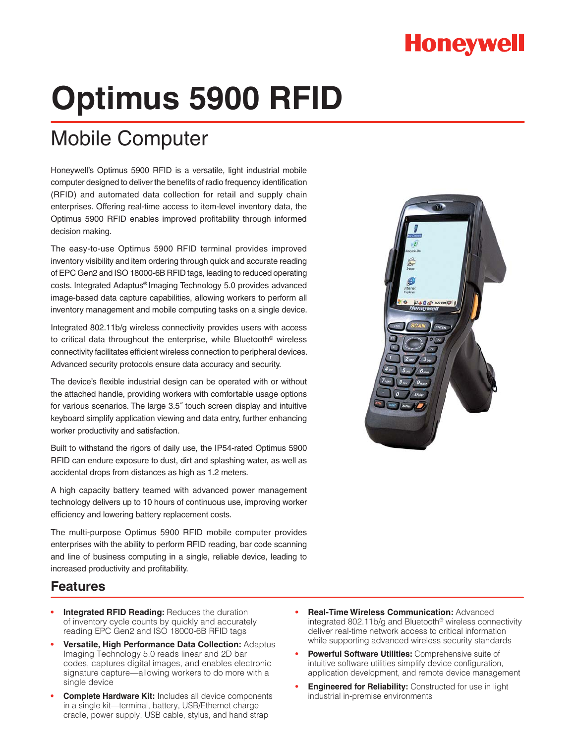Honeywell

# Optimus 5900 RFID

## Mobile Computer

Honeywell's Optimus 5900 RFID is a versatile, light industrial mobile computer designed to deliver the benefits of radio frequency identification (RFID) and automated data collection for retail and supply chain enterprises. Offering real-time access to item-level inventory data, the Optimus 5900 RFID enables improved profitability through informed decision making.

The easy-to-use Optimus 5900 RFID terminal provides improved inventory visibility and item ordering through quick and accurate reading of EPC Gen2 and ISO 18000-6B RFID tags, leading to reduced operating costs. Integrated Adaptus® Imaging Technology 5.0 provides advanced image-based data capture capabilities, allowing workers to perform all inventory management and mobile computing tasks on a single device.

Integrated 802.11b/g wireless connectivity provides users with access to critical data throughout the enterprise, while Bluetooth® wireless connectivity facilitates efficient wireless connection to peripheral devices. Advanced security protocols ensure data accuracy and security.

The device's flexible industrial design can be operated with or without the attached handle, providing workers with comfortable usage options for various scenarios. The large 3.5˝ touch screen display and intuitive keyboard simplify application viewing and data entry, further enhancing worker productivity and satisfaction.

Built to withstand the rigors of daily use, the IP54-rated Optimus 5900 RFID can endure exposure to dust, dirt and splashing water, as well as accidental drops from distances as high as 1.2 meters.

A high capacity battery teamed with advanced power management technology delivers up to 10 hours of continuous use, improving worker efficiency and lowering battery replacement costs.

The multi-purpose Optimus 5900 RFID mobile computer provides enterprises with the ability to perform RFID reading, bar code scanning and line of business computing in a single, reliable device, leading to increased productivity and profitability.

## Features

- **Integrated RFID Reading:** Reduces the duration of inventory cycle counts by quickly and accurately reading EPC Gen2 and ISO 18000-6B RFID tags
- **Versatile, High Performance Data Collection:** Adaptus Imaging Technology 5.0 reads linear and 2D bar codes, captures digital images, and enables electronic signature capture—allowing workers to do more with a single device
- **Complete Hardware Kit:** Includes all device components in a single kit—terminal, battery, USB/Ethernet charge cradle, power supply, USB cable, stylus, and hand strap
- **Real-Time Wireless Communication:** Advanced integrated 802.11b/g and Bluetooth® wireless connectivity deliver real-time network access to critical information while supporting advanced wireless security standards
- **Powerful Software Utilities:** Comprehensive suite of intuitive software utilities simplify device configuration, application development, and remote device management
- **Engineered for Reliability:** Constructed for use in light industrial in-premise environments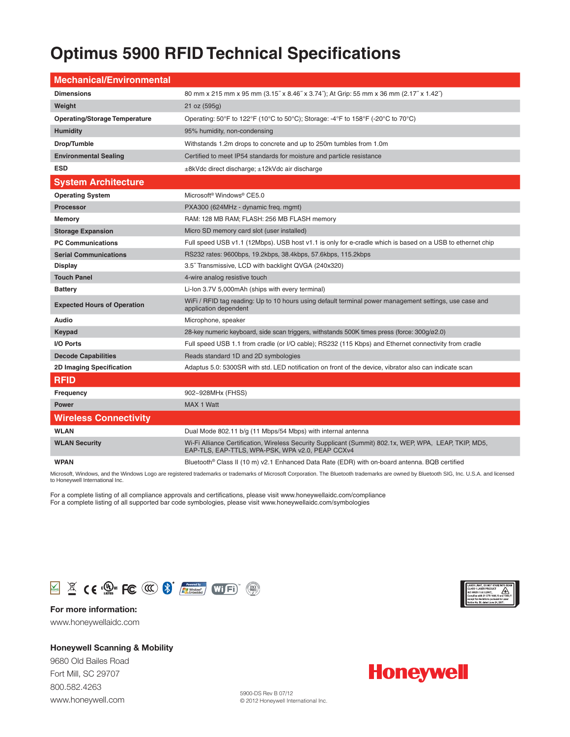# Optimus 5900 RFID Technical Specifications

| | |
|---|---|
| **Mechanical/Environmental** | |
| Dimensions | 80 mm x 215 mm x 95 mm (3.15˝ x 8.46˝ x 3.74˝); At Grip: 55 mm x 36 mm (2.17˝ x 1.42˝) |
| Weight | 21 oz (595g) |
| Operating/Storage Temperature | Operating: 50°F to 122°F (10°C to 50°C); Storage: -4°F to 158°F (-20°C to 70°C) |
| Humidity | 95% humidity, non-condensing |
| Drop/Tumble | Withstands 1.2m drops to concrete and up to 250m tumbles from 1.0m |
| Environmental Sealing | Certified to meet IP54 standards for moisture and particle resistance |
| ESD | ±8kVdc direct discharge; ±12kVdc air discharge |
| **System Architecture** | |
| Operating System | Microsoft® Windows® CE5.0 |
| Processor | PXA300 (624MHz - dynamic freq. mgmt) |
| Memory | RAM: 128 MB RAM; FLASH: 256 MB FLASH memory |
| Storage Expansion | Micro SD memory card slot (user installed) |
| PC Communications | Full speed USB v1.1 (12Mbps). USB host v1.1 is only for e-cradle which is based on a USB to ethernet chip |
| Serial Communications | RS232 rates: 9600bps, 19.2kbps, 38.4kbps, 57.6kbps, 115.2kbps |
| Display | 3.5˝ Transmissive, LCD with backlight QVGA (240x320) |
| Touch Panel | 4-wire analog resistive touch |
| Battery | Li-Ion 3.7V 5,000mAh (ships with every terminal) |
| Expected Hours of Operation | WiFi / RFID tag reading: Up to 10 hours using default terminal power management settings, use case and application dependent |
| Audio | Microphone, speaker |
| Keypad | 28-key numeric keyboard, side scan triggers, withstands 500K times press (force: 300g/ø2.0) |
| I/O Ports | Full speed USB 1.1 from cradle (or I/O cable); RS232 (115 Kbps) and Ethernet connectivity from cradle |
| Decode Capabilities | Reads standard 1D and 2D symbologies |
| 2D Imaging Specification | Adaptus 5.0: 5300SR with std. LED notification on front of the device, vibrator also can indicate scan |
| **RFID** | |
| Frequency | 902~928MHx (FHSS) |
| Power | MAX 1 Watt |
| **Wireless Connectivity** | |
| WLAN | Dual Mode 802.11 b/g (11 Mbps/54 Mbps) with internal antenna |
| WLAN Security | Wi-Fi Alliance Certification, Wireless Security Supplicant (Summit) 802.1x, WEP, WPA, LEAP, TKIP, MD5, EAP-TLS, EAP-TTLS, WPA-PSK, WPA v2.0, PEAP CCXv4 |
| WPAN | Bluetooth® Class II (10 m) v2.1 Enhanced Data Rate (EDR) with on-board antenna. BQB certified |

Microsoft, Windows, and the Windows Logo are registered trademarks or trademarks of Microsoft Corporation. The Bluetooth trademarks are owned by Bluetooth SIG, Inc. U.S.A. and licensed to Honeywell International Inc.

For a complete listing of all compliance approvals and certifications, please visit www.honeywellaidc.com/compliance
For a complete listing of all supported bar code symbologies, please visit www.honeywellaidc.com/symbologies

**For more information:**
www.honeywellaidc.com

**Honeywell Scanning & Mobility**
9680 Old Bailes Road
Fort Mill, SC 29707
800.582.4263
www.honeywell.com

5900-DS Rev B 07/12
© 2012 Honeywell International Inc.